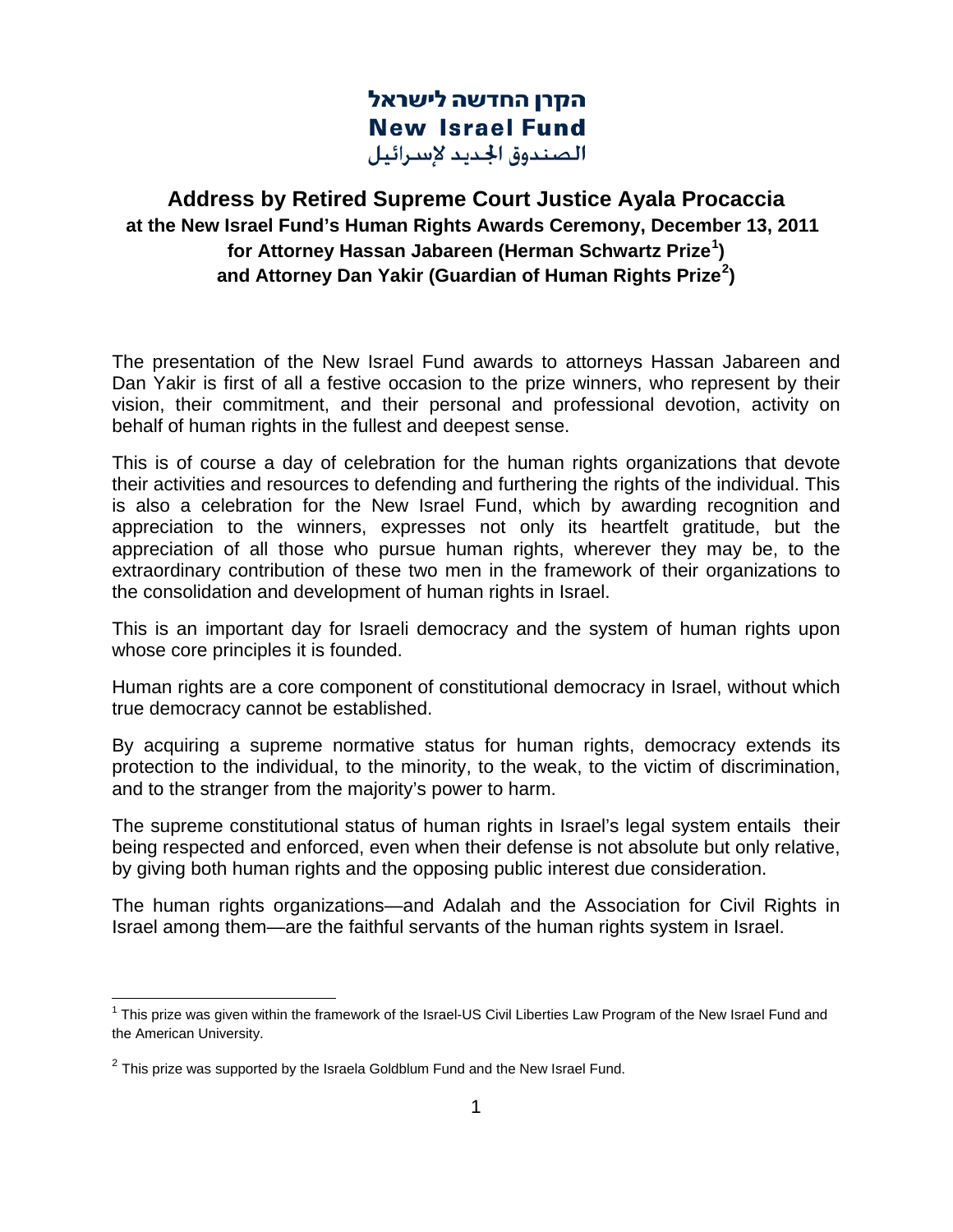הקרן החדשה לישראל
**New Israel Fund**
الصندوق الجديد لإسرائيل

# Address by Retired Supreme Court Justice Ayala Procaccia

## at the New Israel Fund's Human Rights Awards Ceremony, December 13, 2011 for Attorney Hassan Jabareen (Herman Schwartz Prize[1]) and Attorney Dan Yakir (Guardian of Human Rights Prize[2])

The presentation of the New Israel Fund awards to attorneys Hassan Jabareen and Dan Yakir is first of all a festive occasion to the prize winners, who represent by their vision, their commitment, and their personal and professional devotion, activity on behalf of human rights in the fullest and deepest sense.

This is of course a day of celebration for the human rights organizations that devote their activities and resources to defending and furthering the rights of the individual. This is also a celebration for the New Israel Fund, which by awarding recognition and appreciation to the winners, expresses not only its heartfelt gratitude, but the appreciation of all those who pursue human rights, wherever they may be, to the extraordinary contribution of these two men in the framework of their organizations to the consolidation and development of human rights in Israel.

This is an important day for Israeli democracy and the system of human rights upon whose core principles it is founded.

Human rights are a core component of constitutional democracy in Israel, without which true democracy cannot be established.

By acquiring a supreme normative status for human rights, democracy extends its protection to the individual, to the minority, to the weak, to the victim of discrimination, and to the stranger from the majority's power to harm.

The supreme constitutional status of human rights in Israel's legal system entails their being respected and enforced, even when their defense is not absolute but only relative, by giving both human rights and the opposing public interest due consideration.

The human rights organizations—and Adalah and the Association for Civil Rights in Israel among them—are the faithful servants of the human rights system in Israel.

---

[1] This prize was given within the framework of the Israel-US Civil Liberties Law Program of the New Israel Fund and the American University.

[2] This prize was supported by the Israela Goldblum Fund and the New Israel Fund.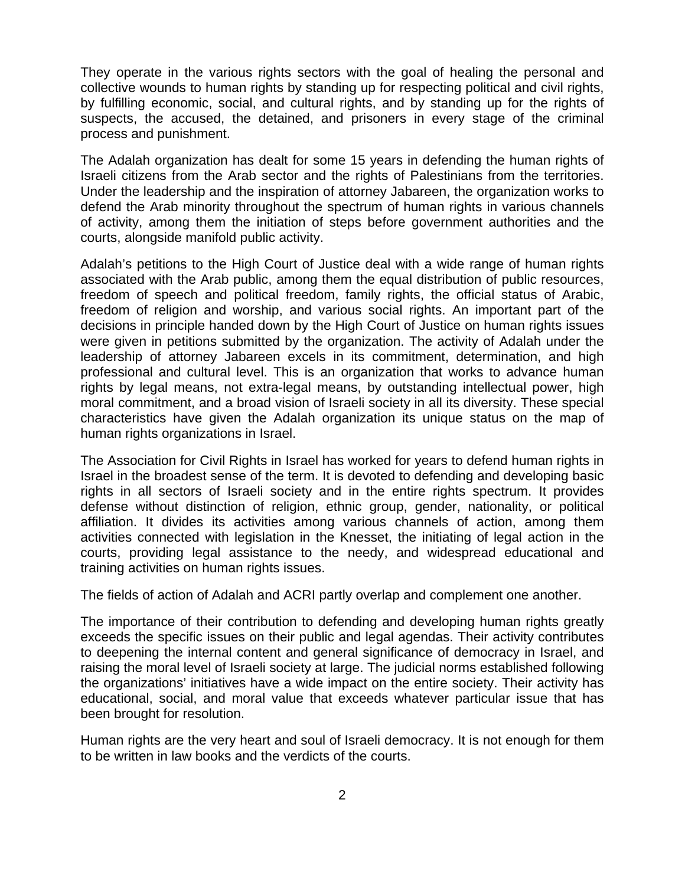They operate in the various rights sectors with the goal of healing the personal and collective wounds to human rights by standing up for respecting political and civil rights, by fulfilling economic, social, and cultural rights, and by standing up for the rights of suspects, the accused, the detained, and prisoners in every stage of the criminal process and punishment.

The Adalah organization has dealt for some 15 years in defending the human rights of Israeli citizens from the Arab sector and the rights of Palestinians from the territories. Under the leadership and the inspiration of attorney Jabareen, the organization works to defend the Arab minority throughout the spectrum of human rights in various channels of activity, among them the initiation of steps before government authorities and the courts, alongside manifold public activity.

Adalah's petitions to the High Court of Justice deal with a wide range of human rights associated with the Arab public, among them the equal distribution of public resources, freedom of speech and political freedom, family rights, the official status of Arabic, freedom of religion and worship, and various social rights. An important part of the decisions in principle handed down by the High Court of Justice on human rights issues were given in petitions submitted by the organization. The activity of Adalah under the leadership of attorney Jabareen excels in its commitment, determination, and high professional and cultural level. This is an organization that works to advance human rights by legal means, not extra-legal means, by outstanding intellectual power, high moral commitment, and a broad vision of Israeli society in all its diversity. These special characteristics have given the Adalah organization its unique status on the map of human rights organizations in Israel.

The Association for Civil Rights in Israel has worked for years to defend human rights in Israel in the broadest sense of the term. It is devoted to defending and developing basic rights in all sectors of Israeli society and in the entire rights spectrum. It provides defense without distinction of religion, ethnic group, gender, nationality, or political affiliation. It divides its activities among various channels of action, among them activities connected with legislation in the Knesset, the initiating of legal action in the courts, providing legal assistance to the needy, and widespread educational and training activities on human rights issues.

The fields of action of Adalah and ACRI partly overlap and complement one another.

The importance of their contribution to defending and developing human rights greatly exceeds the specific issues on their public and legal agendas. Their activity contributes to deepening the internal content and general significance of democracy in Israel, and raising the moral level of Israeli society at large. The judicial norms established following the organizations' initiatives have a wide impact on the entire society. Their activity has educational, social, and moral value that exceeds whatever particular issue that has been brought for resolution.

Human rights are the very heart and soul of Israeli democracy. It is not enough for them to be written in law books and the verdicts of the courts.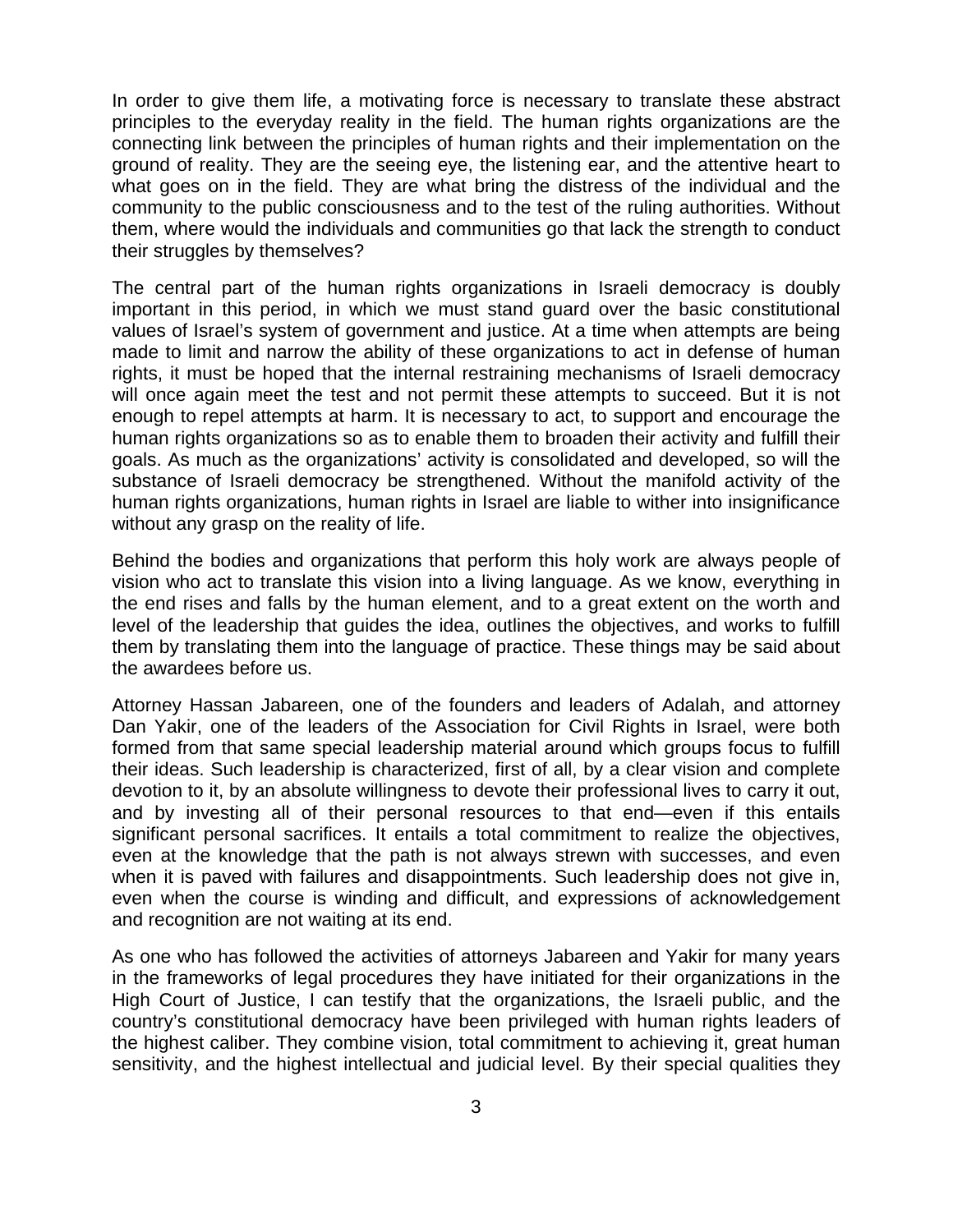In order to give them life, a motivating force is necessary to translate these abstract principles to the everyday reality in the field. The human rights organizations are the connecting link between the principles of human rights and their implementation on the ground of reality. They are the seeing eye, the listening ear, and the attentive heart to what goes on in the field. They are what bring the distress of the individual and the community to the public consciousness and to the test of the ruling authorities. Without them, where would the individuals and communities go that lack the strength to conduct their struggles by themselves?

The central part of the human rights organizations in Israeli democracy is doubly important in this period, in which we must stand guard over the basic constitutional values of Israel's system of government and justice. At a time when attempts are being made to limit and narrow the ability of these organizations to act in defense of human rights, it must be hoped that the internal restraining mechanisms of Israeli democracy will once again meet the test and not permit these attempts to succeed. But it is not enough to repel attempts at harm. It is necessary to act, to support and encourage the human rights organizations so as to enable them to broaden their activity and fulfill their goals. As much as the organizations' activity is consolidated and developed, so will the substance of Israeli democracy be strengthened. Without the manifold activity of the human rights organizations, human rights in Israel are liable to wither into insignificance without any grasp on the reality of life.

Behind the bodies and organizations that perform this holy work are always people of vision who act to translate this vision into a living language. As we know, everything in the end rises and falls by the human element, and to a great extent on the worth and level of the leadership that guides the idea, outlines the objectives, and works to fulfill them by translating them into the language of practice. These things may be said about the awardees before us.

Attorney Hassan Jabareen, one of the founders and leaders of Adalah, and attorney Dan Yakir, one of the leaders of the Association for Civil Rights in Israel, were both formed from that same special leadership material around which groups focus to fulfill their ideas. Such leadership is characterized, first of all, by a clear vision and complete devotion to it, by an absolute willingness to devote their professional lives to carry it out, and by investing all of their personal resources to that end—even if this entails significant personal sacrifices. It entails a total commitment to realize the objectives, even at the knowledge that the path is not always strewn with successes, and even when it is paved with failures and disappointments. Such leadership does not give in, even when the course is winding and difficult, and expressions of acknowledgement and recognition are not waiting at its end.

As one who has followed the activities of attorneys Jabareen and Yakir for many years in the frameworks of legal procedures they have initiated for their organizations in the High Court of Justice, I can testify that the organizations, the Israeli public, and the country's constitutional democracy have been privileged with human rights leaders of the highest caliber. They combine vision, total commitment to achieving it, great human sensitivity, and the highest intellectual and judicial level. By their special qualities they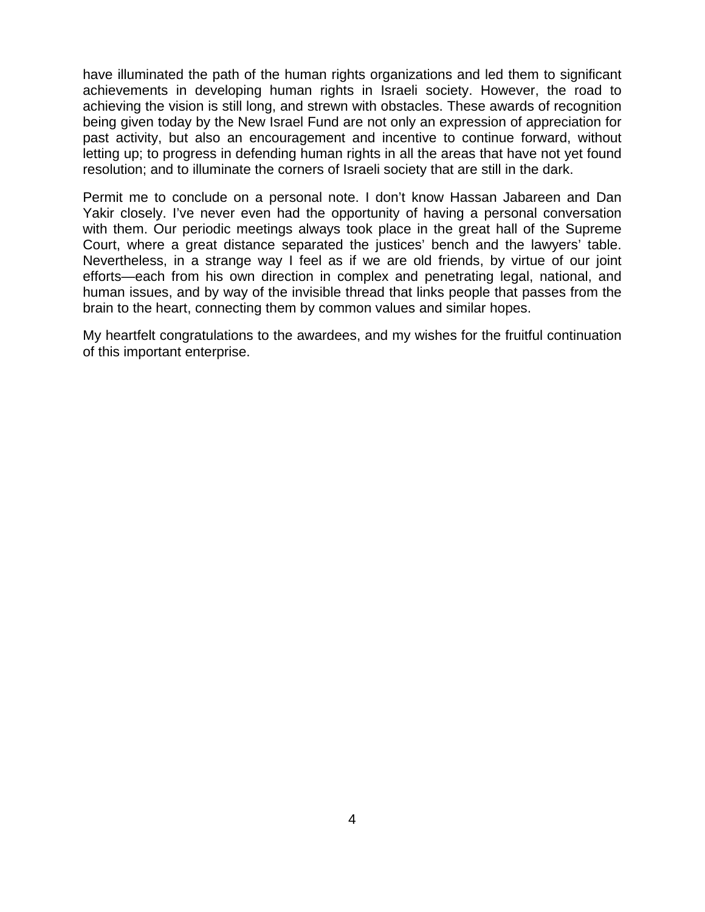have illuminated the path of the human rights organizations and led them to significant achievements in developing human rights in Israeli society. However, the road to achieving the vision is still long, and strewn with obstacles. These awards of recognition being given today by the New Israel Fund are not only an expression of appreciation for past activity, but also an encouragement and incentive to continue forward, without letting up; to progress in defending human rights in all the areas that have not yet found resolution; and to illuminate the corners of Israeli society that are still in the dark.

Permit me to conclude on a personal note. I don't know Hassan Jabareen and Dan Yakir closely. I've never even had the opportunity of having a personal conversation with them. Our periodic meetings always took place in the great hall of the Supreme Court, where a great distance separated the justices' bench and the lawyers' table. Nevertheless, in a strange way I feel as if we are old friends, by virtue of our joint efforts—each from his own direction in complex and penetrating legal, national, and human issues, and by way of the invisible thread that links people that passes from the brain to the heart, connecting them by common values and similar hopes.

My heartfelt congratulations to the awardees, and my wishes for the fruitful continuation of this important enterprise.